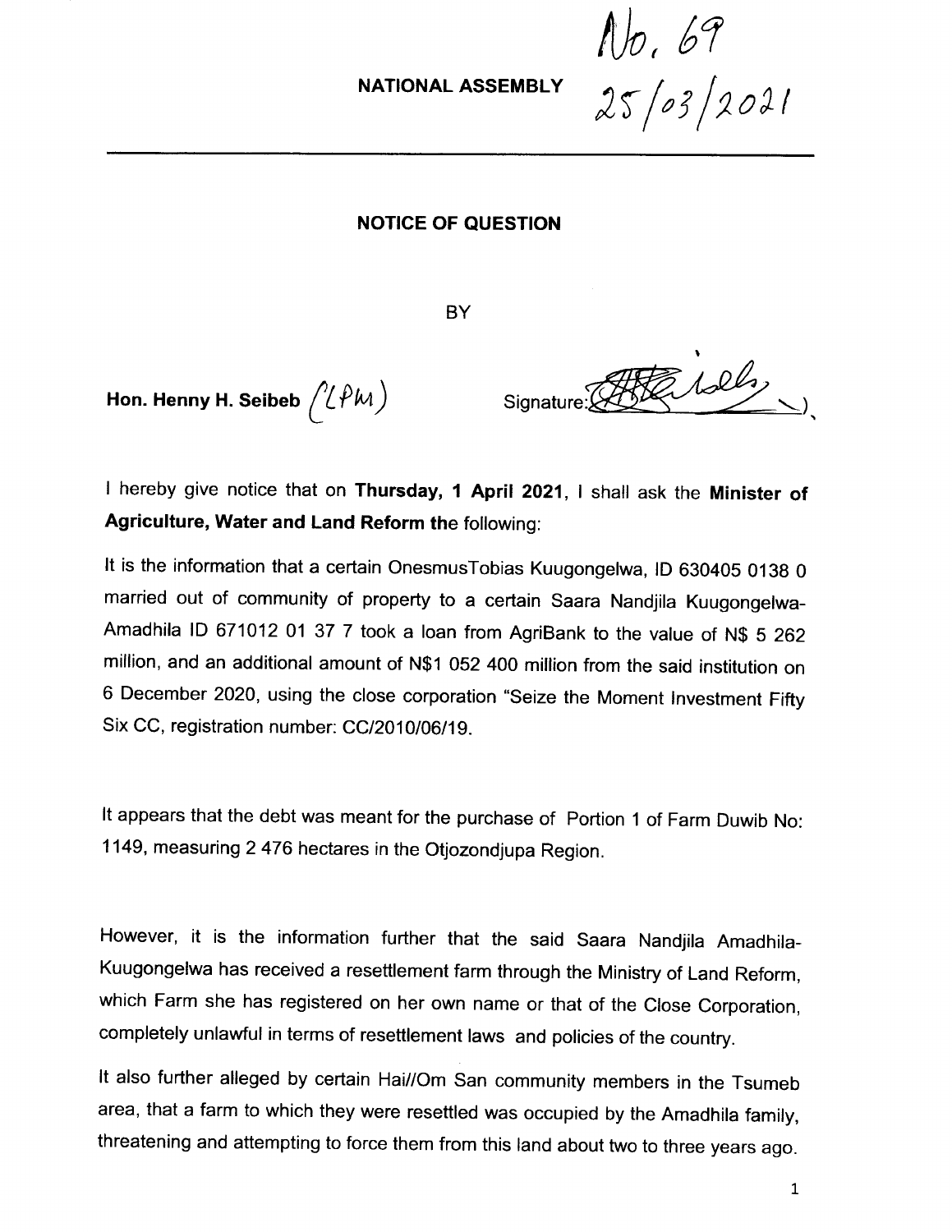No. 69
25/03/2021

**NATIONAL ASSEMBLY**

---

**NOTICE OF QUESTION**

BY

**Hon. Henny H. Seibeb** (LPM) Signature:

I hereby give notice that on **Thursday, 1 April 2021**, I shall ask the **Minister of Agriculture, Water and Land Reform the** following:

It is the information that a certain OnesmusTobias Kuugongelwa, ID 630405 0138 0 married out of community of property to a certain Saara Nandjila Kuugongelwa-Amadhila ID 671012 01 37 7 took a loan from AgriBank to the value of N$ 5 262 million, and an additional amount of N$1 052 400 million from the said institution on 6 December 2020, using the close corporation "Seize the Moment Investment Fifty Six CC, registration number: CC/2010/06/19.

It appears that the debt was meant for the purchase of Portion 1 of Farm Duwib No: 1149, measuring 2 476 hectares in the Otjozondjupa Region.

However, it is the information further that the said Saara Nandjila Amadhila-Kuugongelwa has received a resettlement farm through the Ministry of Land Reform, which Farm she has registered on her own name or that of the Close Corporation, completely unlawful in terms of resettlement laws and policies of the country.

It also further alleged by certain Hai//Om San community members in the Tsumeb area, that a farm to which they were resettled was occupied by the Amadhila family, threatening and attempting to force them from this land about two to three years ago.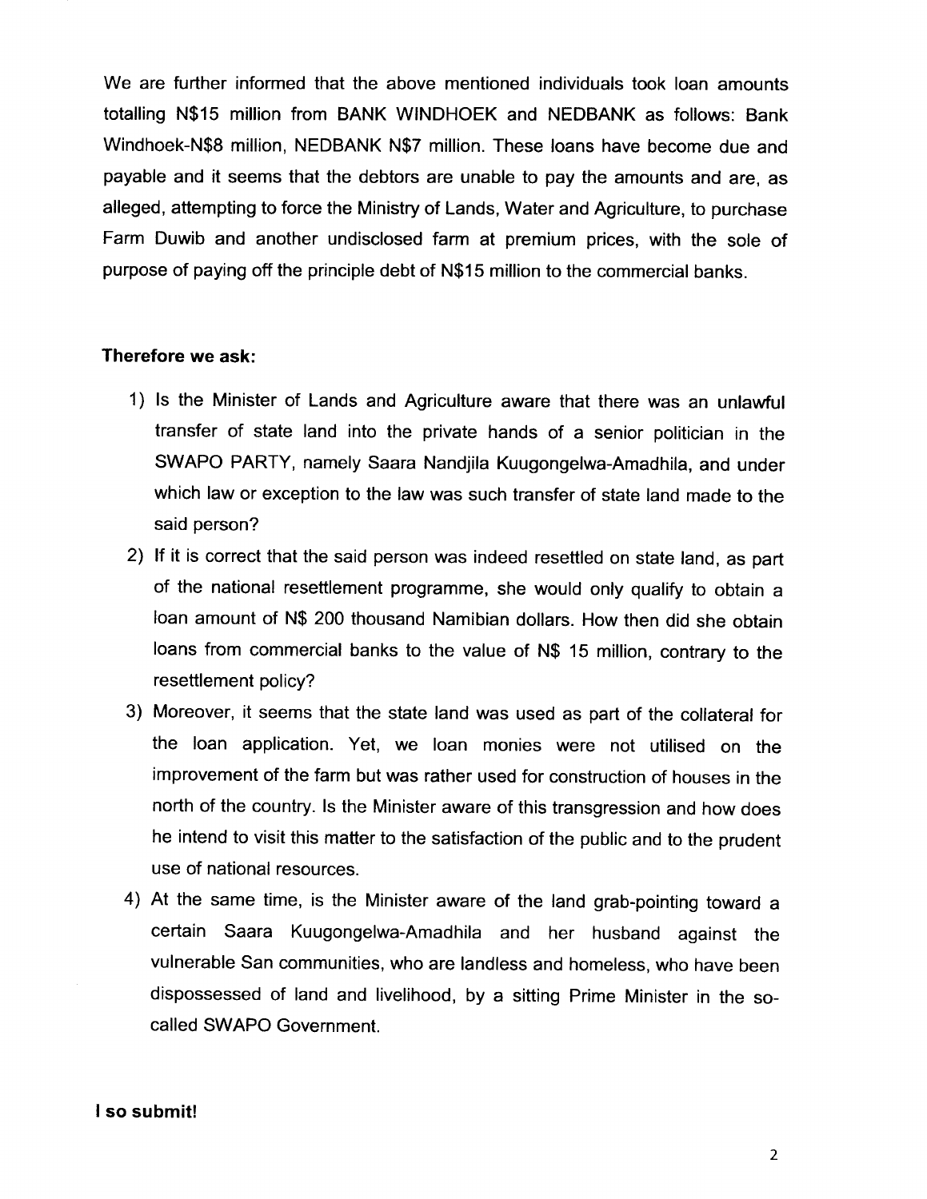We are further informed that the above mentioned individuals took loan amounts totalling N$15 million from BANK WINDHOEK and NEDBANK as follows: Bank Windhoek-N$8 million, NEDBANK N$7 million. These loans have become due and payable and it seems that the debtors are unable to pay the amounts and are, as alleged, attempting to force the Ministry of Lands, Water and Agriculture, to purchase Farm Duwib and another undisclosed farm at premium prices, with the sole of purpose of paying off the principle debt of N$15 million to the commercial banks.

**Therefore we ask:**

1) Is the Minister of Lands and Agriculture aware that there was an unlawful transfer of state land into the private hands of a senior politician in the SWAPO PARTY, namely Saara Nandjila Kuugongelwa-Amadhila, and under which law or exception to the law was such transfer of state land made to the said person?
2) If it is correct that the said person was indeed resettled on state land, as part of the national resettlement programme, she would only qualify to obtain a loan amount of N$ 200 thousand Namibian dollars. How then did she obtain loans from commercial banks to the value of N$ 15 million, contrary to the resettlement policy?
3) Moreover, it seems that the state land was used as part of the collateral for the loan application. Yet, we loan monies were not utilised on the improvement of the farm but was rather used for construction of houses in the north of the country. Is the Minister aware of this transgression and how does he intend to visit this matter to the satisfaction of the public and to the prudent use of national resources.
4) At the same time, is the Minister aware of the land grab-pointing toward a certain Saara Kuugongelwa-Amadhila and her husband against the vulnerable San communities, who are landless and homeless, who have been dispossessed of land and livelihood, by a sitting Prime Minister in the so-called SWAPO Government.

**I so submit!**